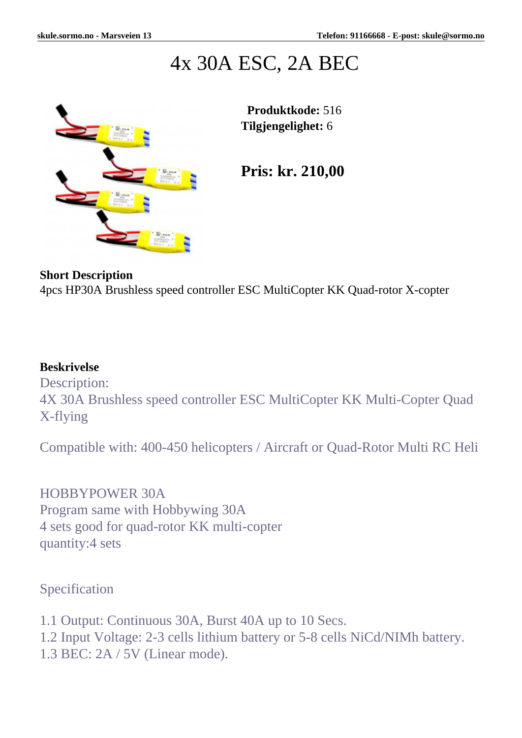# 4x 30A ESC, 2A BEC

**Produktkode:** 516
**Tilgjengelighet:** 6

**Pris: kr. 210,00**

**Short Description**
4pcs HP30A Brushless speed controller ESC MultiCopter KK Quad-rotor X-copter

**Beskrivelse**
Description:
4X 30A Brushless speed controller ESC MultiCopter KK Multi-Copter Quad X-flying

Compatible with: 400-450 helicopters / Aircraft or Quad-Rotor Multi RC Heli

HOBBYPOWER 30A
Program same with Hobbywing 30A
4 sets good for quad-rotor KK multi-copter
quantity:4 sets

Specification

1.1 Output: Continuous 30A, Burst 40A up to 10 Secs.
1.2 Input Voltage: 2-3 cells lithium battery or 5-8 cells NiCd/NIMh battery.
1.3 BEC: 2A / 5V (Linear mode).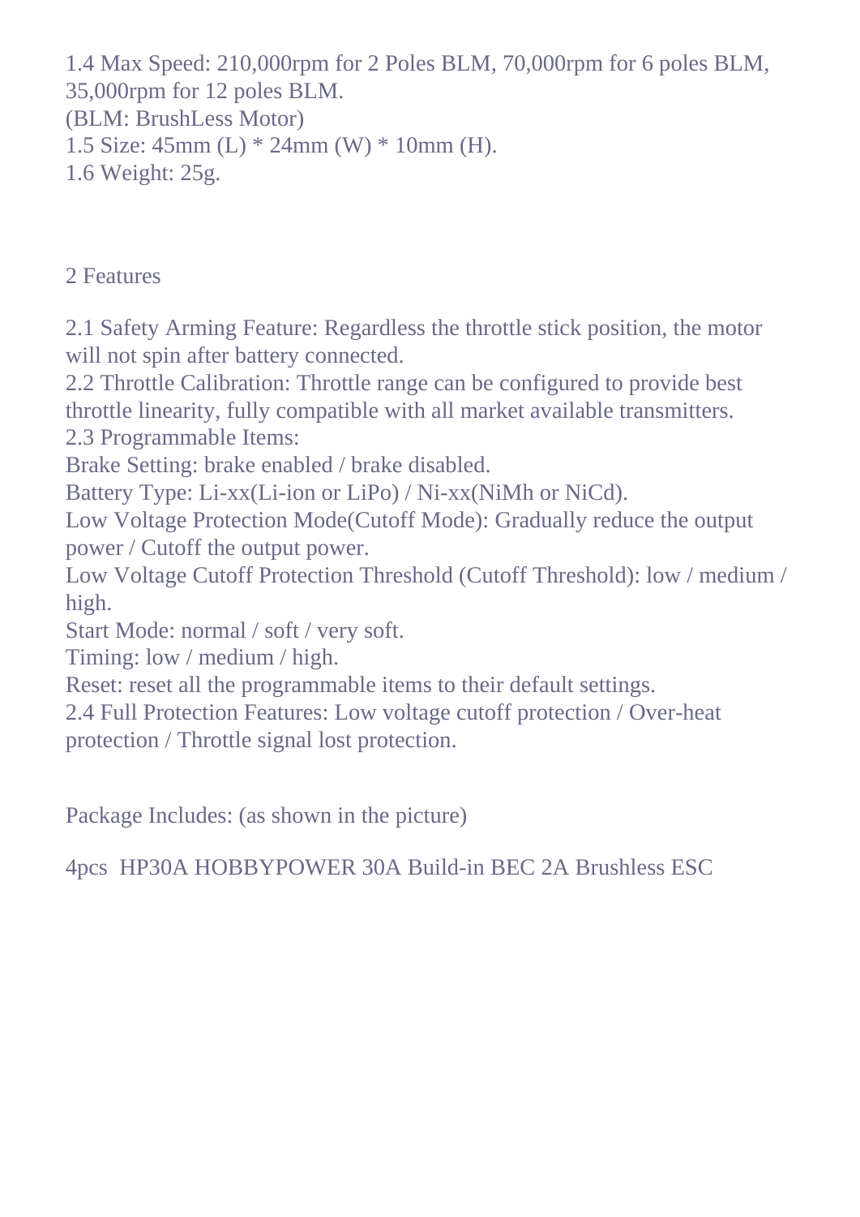1.4 Max Speed: 210,000rpm for 2 Poles BLM, 70,000rpm for 6 poles BLM, 35,000rpm for 12 poles BLM.
(BLM: BrushLess Motor)
1.5 Size: 45mm (L) * 24mm (W) * 10mm (H).
1.6 Weight: 25g.

## 2 Features

2.1 Safety Arming Feature: Regardless the throttle stick position, the motor will not spin after battery connected.
2.2 Throttle Calibration: Throttle range can be configured to provide best throttle linearity, fully compatible with all market available transmitters.
2.3 Programmable Items:
Brake Setting: brake enabled / brake disabled.
Battery Type: Li-xx(Li-ion or LiPo) / Ni-xx(NiMh or NiCd).
Low Voltage Protection Mode(Cutoff Mode): Gradually reduce the output power / Cutoff the output power.
Low Voltage Cutoff Protection Threshold (Cutoff Threshold): low / medium / high.
Start Mode: normal / soft / very soft.
Timing: low / medium / high.
Reset: reset all the programmable items to their default settings.
2.4 Full Protection Features: Low voltage cutoff protection / Over-heat protection / Throttle signal lost protection.

Package Includes: (as shown in the picture)

4pcs HP30A HOBBYPOWER 30A Build-in BEC 2A Brushless ESC